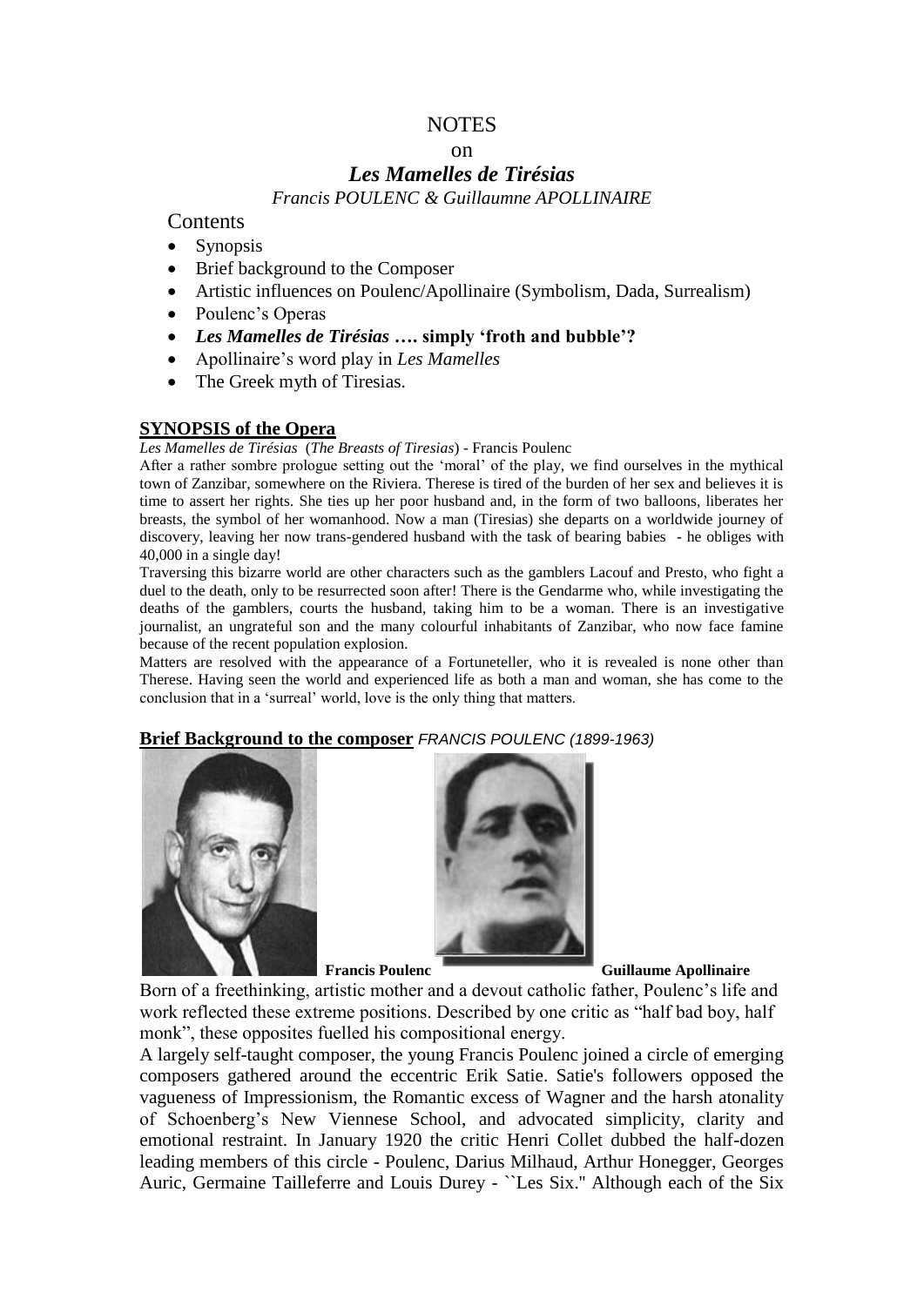# NOTES

on

## *Les Mamelles de Tirésias*

*Francis POULENC & Guillaumne APOLLINAIRE*

Contents

- Synopsis
- Brief background to the Composer
- Artistic influences on Poulenc/Apollinaire (Symbolism, Dada, Surrealism)
- Poulenc's Operas
- ***Les Mamelles de Tirésias* …. simply 'froth and bubble'?**
- Apollinaire's word play in *Les Mamelles*
- The Greek myth of Tiresias.

### SYNOPSIS of the Opera

*Les Mamelles de Tirésias* (*The Breasts of Tiresias*) - Francis Poulenc

After a rather sombre prologue setting out the 'moral' of the play, we find ourselves in the mythical town of Zanzibar, somewhere on the Riviera. Therese is tired of the burden of her sex and believes it is time to assert her rights. She ties up her poor husband and, in the form of two balloons, liberates her breasts, the symbol of her womanhood. Now a man (Tiresias) she departs on a worldwide journey of discovery, leaving her now trans-gendered husband with the task of bearing babies - he obliges with 40,000 in a single day!

Traversing this bizarre world are other characters such as the gamblers Lacouf and Presto, who fight a duel to the death, only to be resurrected soon after! There is the Gendarme who, while investigating the deaths of the gamblers, courts the husband, taking him to be a woman. There is an investigative journalist, an ungrateful son and the many colourful inhabitants of Zanzibar, who now face famine because of the recent population explosion.

Matters are resolved with the appearance of a Fortuneteller, who it is revealed is none other than Therese. Having seen the world and experienced life as both a man and woman, she has come to the conclusion that in a 'surreal' world, love is the only thing that matters.

### Brief Background to the composer *FRANCIS POULENC (1899-1963)*

**Francis Poulenc** **Guillaume Apollinaire**

Born of a freethinking, artistic mother and a devout catholic father, Poulenc's life and work reflected these extreme positions. Described by one critic as "half bad boy, half monk", these opposites fuelled his compositional energy.

A largely self-taught composer, the young Francis Poulenc joined a circle of emerging composers gathered around the eccentric Erik Satie. Satie's followers opposed the vagueness of Impressionism, the Romantic excess of Wagner and the harsh atonality of Schoenberg's New Viennese School, and advocated simplicity, clarity and emotional restraint. In January 1920 the critic Henri Collet dubbed the half-dozen leading members of this circle - Poulenc, Darius Milhaud, Arthur Honegger, Georges Auric, Germaine Tailleferre and Louis Durey - ``Les Six.'' Although each of the Six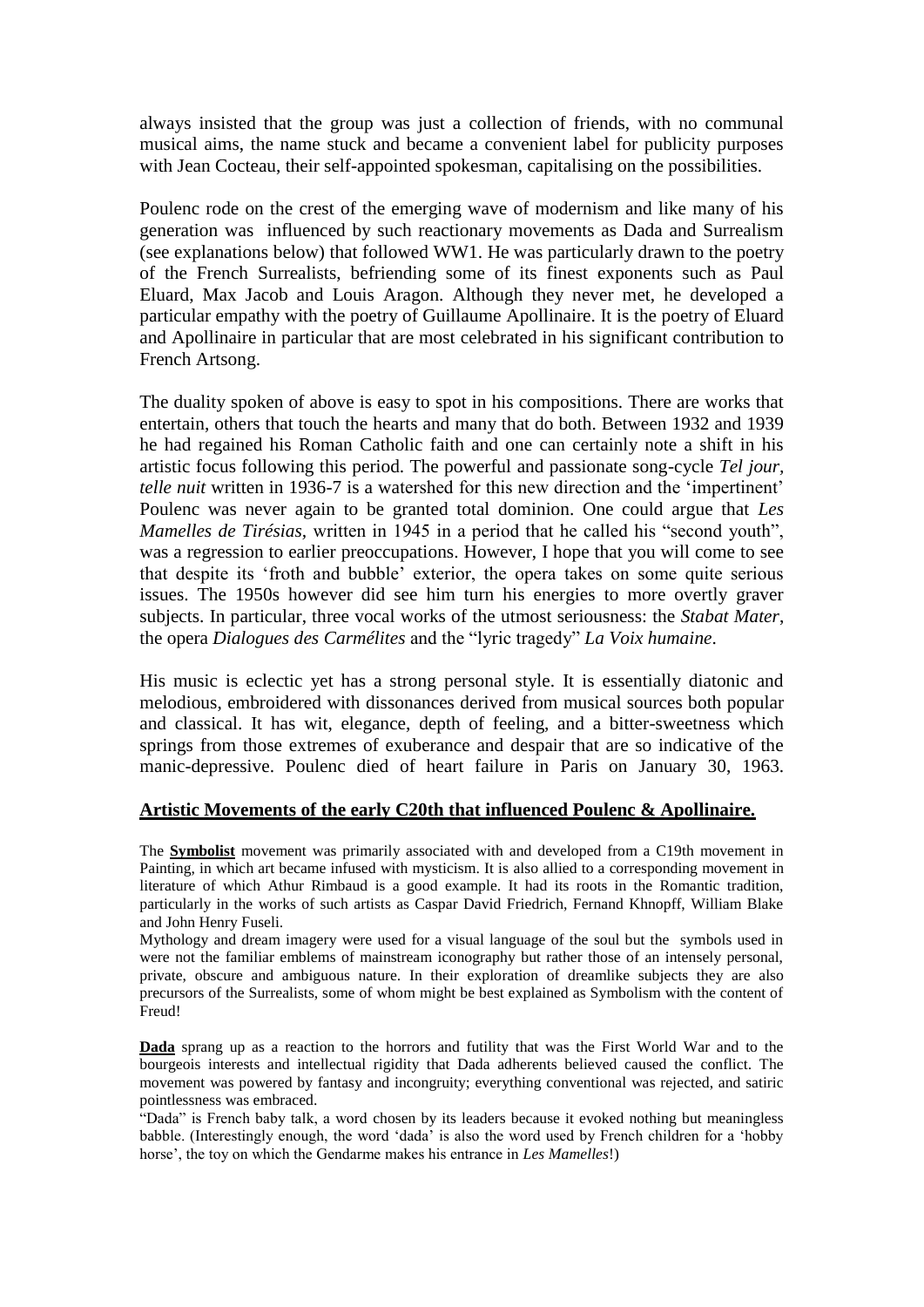always insisted that the group was just a collection of friends, with no communal musical aims, the name stuck and became a convenient label for publicity purposes with Jean Cocteau, their self-appointed spokesman, capitalising on the possibilities.

Poulenc rode on the crest of the emerging wave of modernism and like many of his generation was influenced by such reactionary movements as Dada and Surrealism (see explanations below) that followed WW1. He was particularly drawn to the poetry of the French Surrealists, befriending some of its finest exponents such as Paul Eluard, Max Jacob and Louis Aragon. Although they never met, he developed a particular empathy with the poetry of Guillaume Apollinaire. It is the poetry of Eluard and Apollinaire in particular that are most celebrated in his significant contribution to French Artsong.

The duality spoken of above is easy to spot in his compositions. There are works that entertain, others that touch the hearts and many that do both. Between 1932 and 1939 he had regained his Roman Catholic faith and one can certainly note a shift in his artistic focus following this period. The powerful and passionate song-cycle *Tel jour, telle nuit* written in 1936-7 is a watershed for this new direction and the 'impertinent' Poulenc was never again to be granted total dominion. One could argue that *Les Mamelles de Tirésias*, written in 1945 in a period that he called his "second youth", was a regression to earlier preoccupations. However, I hope that you will come to see that despite its 'froth and bubble' exterior, the opera takes on some quite serious issues. The 1950s however did see him turn his energies to more overtly graver subjects. In particular, three vocal works of the utmost seriousness: the *Stabat Mater*, the opera *Dialogues des Carmélites* and the "lyric tragedy" *La Voix humaine*.

His music is eclectic yet has a strong personal style. It is essentially diatonic and melodious, embroidered with dissonances derived from musical sources both popular and classical. It has wit, elegance, depth of feeling, and a bitter-sweetness which springs from those extremes of exuberance and despair that are so indicative of the manic-depressive. Poulenc died of heart failure in Paris on January 30, 1963.

## Artistic Movements of the early C20th that influenced Poulenc & Apollinaire.

The **Symbolist** movement was primarily associated with and developed from a C19th movement in Painting, in which art became infused with mysticism. It is also allied to a corresponding movement in literature of which Athur Rimbaud is a good example. It had its roots in the Romantic tradition, particularly in the works of such artists as Caspar David Friedrich, Fernand Khnopff, William Blake and John Henry Fuseli.

Mythology and dream imagery were used for a visual language of the soul but the symbols used in were not the familiar emblems of mainstream iconography but rather those of an intensely personal, private, obscure and ambiguous nature. In their exploration of dreamlike subjects they are also precursors of the Surrealists, some of whom might be best explained as Symbolism with the content of Freud!

**Dada** sprang up as a reaction to the horrors and futility that was the First World War and to the bourgeois interests and intellectual rigidity that Dada adherents believed caused the conflict. The movement was powered by fantasy and incongruity; everything conventional was rejected, and satiric pointlessness was embraced.

"Dada" is French baby talk, a word chosen by its leaders because it evoked nothing but meaningless babble. (Interestingly enough, the word 'dada' is also the word used by French children for a 'hobby horse', the toy on which the Gendarme makes his entrance in *Les Mamelles*!)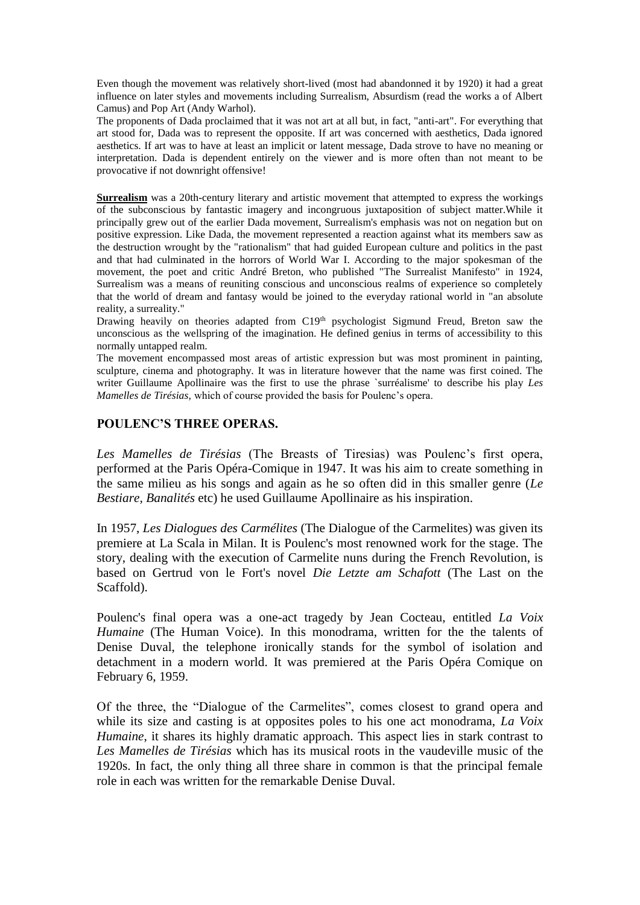Even though the movement was relatively short-lived (most had abandonned it by 1920) it had a great influence on later styles and movements including Surrealism, Absurdism (read the works a of Albert Camus) and Pop Art (Andy Warhol).

The proponents of Dada proclaimed that it was not art at all but, in fact, "anti-art". For everything that art stood for, Dada was to represent the opposite. If art was concerned with aesthetics, Dada ignored aesthetics. If art was to have at least an implicit or latent message, Dada strove to have no meaning or interpretation. Dada is dependent entirely on the viewer and is more often than not meant to be provocative if not downright offensive!

**Surrealism** was a 20th-century literary and artistic movement that attempted to express the workings of the subconscious by fantastic imagery and incongruous juxtaposition of subject matter.While it principally grew out of the earlier Dada movement, Surrealism's emphasis was not on negation but on positive expression. Like Dada, the movement represented a reaction against what its members saw as the destruction wrought by the "rationalism" that had guided European culture and politics in the past and that had culminated in the horrors of World War I. According to the major spokesman of the movement, the poet and critic André Breton, who published "The Surrealist Manifesto" in 1924, Surrealism was a means of reuniting conscious and unconscious realms of experience so completely that the world of dream and fantasy would be joined to the everyday rational world in "an absolute reality, a surreality."

Drawing heavily on theories adapted from C19th psychologist Sigmund Freud, Breton saw the unconscious as the wellspring of the imagination. He defined genius in terms of accessibility to this normally untapped realm.

The movement encompassed most areas of artistic expression but was most prominent in painting, sculpture, cinema and photography. It was in literature however that the name was first coined. The writer Guillaume Apollinaire was the first to use the phrase `surréalisme' to describe his play *Les Mamelles de Tirésias,* which of course provided the basis for Poulenc's opera.

## POULENC'S THREE OPERAS.

*Les Mamelles de Tirésias* (The Breasts of Tiresias) was Poulenc's first opera, performed at the Paris Opéra-Comique in 1947. It was his aim to create something in the same milieu as his songs and again as he so often did in this smaller genre (*Le Bestiare, Banalités* etc) he used Guillaume Apollinaire as his inspiration.

In 1957, *Les Dialogues des Carmélites* (The Dialogue of the Carmelites) was given its premiere at La Scala in Milan. It is Poulenc's most renowned work for the stage. The story, dealing with the execution of Carmelite nuns during the French Revolution, is based on Gertrud von le Fort's novel *Die Letzte am Schafott* (The Last on the Scaffold).

Poulenc's final opera was a one-act tragedy by Jean Cocteau, entitled *La Voix Humaine* (The Human Voice). In this monodrama, written for the the talents of Denise Duval, the telephone ironically stands for the symbol of isolation and detachment in a modern world. It was premiered at the Paris Opéra Comique on February 6, 1959.

Of the three, the "Dialogue of the Carmelites", comes closest to grand opera and while its size and casting is at opposites poles to his one act monodrama, *La Voix Humaine*, it shares its highly dramatic approach. This aspect lies in stark contrast to *Les Mamelles de Tirésias* which has its musical roots in the vaudeville music of the 1920s. In fact, the only thing all three share in common is that the principal female role in each was written for the remarkable Denise Duval.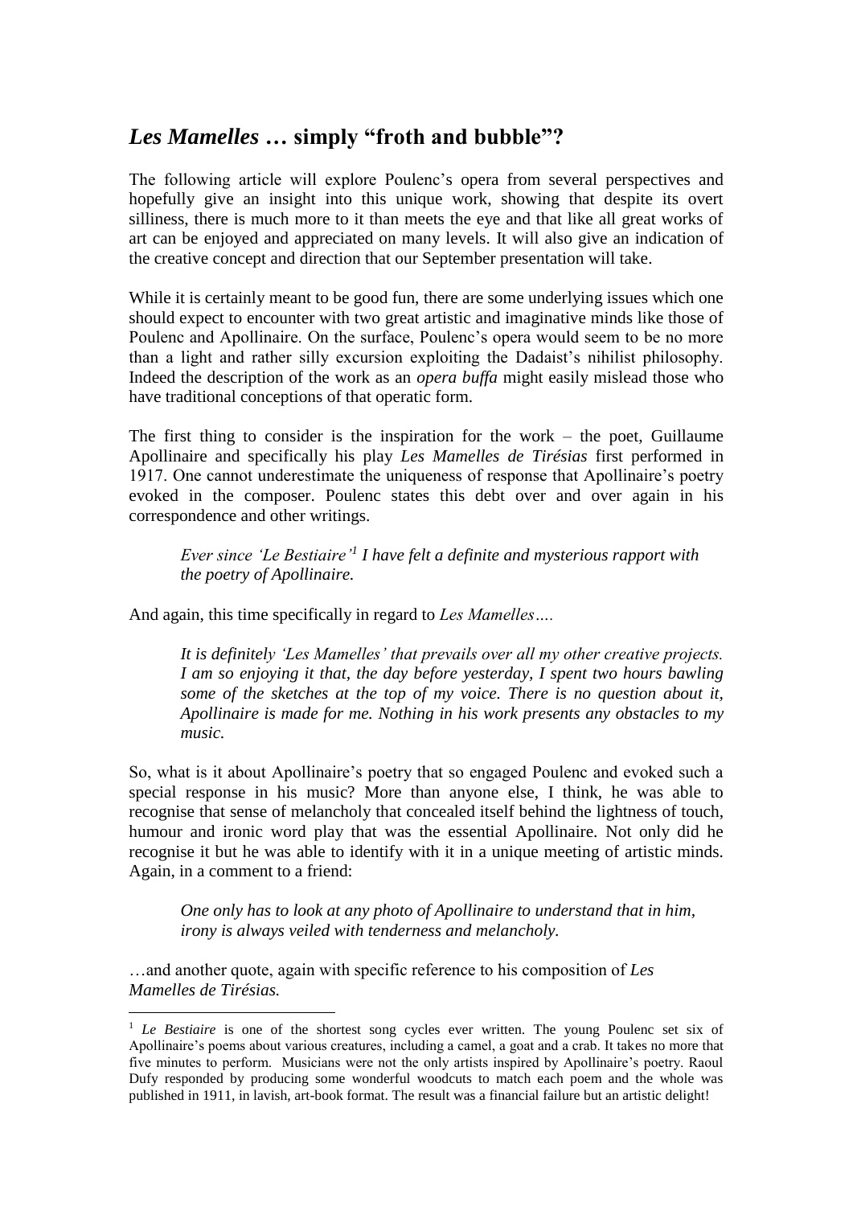## *Les Mamelles* … simply "froth and bubble"?

The following article will explore Poulenc's opera from several perspectives and hopefully give an insight into this unique work, showing that despite its overt silliness, there is much more to it than meets the eye and that like all great works of art can be enjoyed and appreciated on many levels. It will also give an indication of the creative concept and direction that our September presentation will take.

While it is certainly meant to be good fun, there are some underlying issues which one should expect to encounter with two great artistic and imaginative minds like those of Poulenc and Apollinaire. On the surface, Poulenc's opera would seem to be no more than a light and rather silly excursion exploiting the Dadaist's nihilist philosophy. Indeed the description of the work as an *opera buffa* might easily mislead those who have traditional conceptions of that operatic form.

The first thing to consider is the inspiration for the work – the poet, Guillaume Apollinaire and specifically his play *Les Mamelles de Tirésias* first performed in 1917. One cannot underestimate the uniqueness of response that Apollinaire's poetry evoked in the composer. Poulenc states this debt over and over again in his correspondence and other writings.

> *Ever since 'Le Bestiaire'*[1] *I have felt a definite and mysterious rapport with the poetry of Apollinaire.*

And again, this time specifically in regard to *Les Mamelles….*

> *It is definitely 'Les Mamelles' that prevails over all my other creative projects. I am so enjoying it that, the day before yesterday, I spent two hours bawling some of the sketches at the top of my voice. There is no question about it, Apollinaire is made for me. Nothing in his work presents any obstacles to my music.*

So, what is it about Apollinaire's poetry that so engaged Poulenc and evoked such a special response in his music? More than anyone else, I think, he was able to recognise that sense of melancholy that concealed itself behind the lightness of touch, humour and ironic word play that was the essential Apollinaire. Not only did he recognise it but he was able to identify with it in a unique meeting of artistic minds. Again, in a comment to a friend:

> *One only has to look at any photo of Apollinaire to understand that in him, irony is always veiled with tenderness and melancholy.*

…and another quote, again with specific reference to his composition of *Les Mamelles de Tirésias.*

---

[1] *Le Bestiaire* is one of the shortest song cycles ever written. The young Poulenc set six of Apollinaire's poems about various creatures, including a camel, a goat and a crab. It takes no more that five minutes to perform. Musicians were not the only artists inspired by Apollinaire's poetry. Raoul Dufy responded by producing some wonderful woodcuts to match each poem and the whole was published in 1911, in lavish, art-book format. The result was a financial failure but an artistic delight!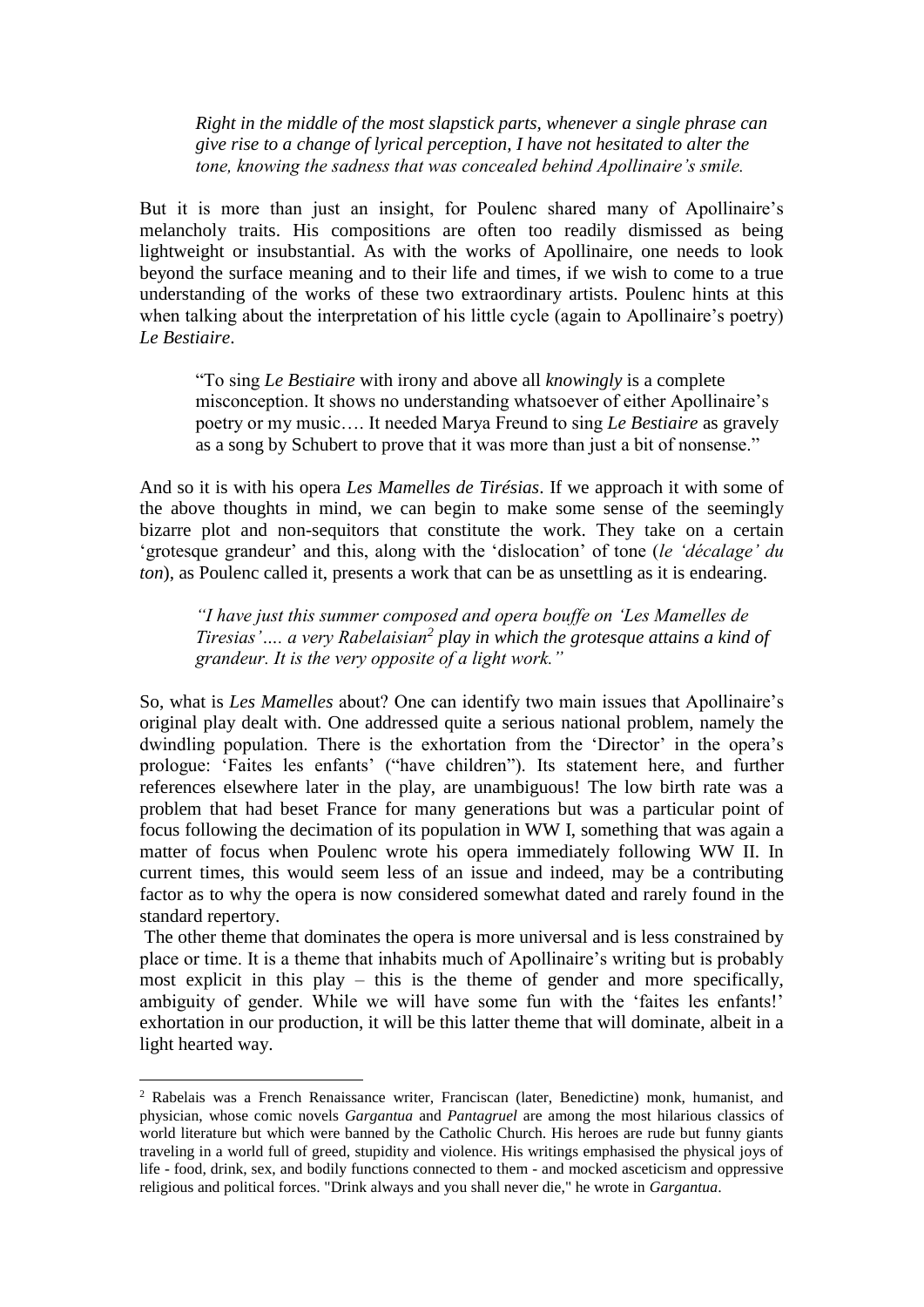> *Right in the middle of the most slapstick parts, whenever a single phrase can give rise to a change of lyrical perception, I have not hesitated to alter the tone, knowing the sadness that was concealed behind Apollinaire's smile.*

But it is more than just an insight, for Poulenc shared many of Apollinaire's melancholy traits. His compositions are often too readily dismissed as being lightweight or insubstantial. As with the works of Apollinaire, one needs to look beyond the surface meaning and to their life and times, if we wish to come to a true understanding of the works of these two extraordinary artists. Poulenc hints at this when talking about the interpretation of his little cycle (again to Apollinaire's poetry) *Le Bestiaire*.

> "To sing *Le Bestiaire* with irony and above all *knowingly* is a complete misconception. It shows no understanding whatsoever of either Apollinaire's poetry or my music…. It needed Marya Freund to sing *Le Bestiaire* as gravely as a song by Schubert to prove that it was more than just a bit of nonsense."

And so it is with his opera *Les Mamelles de Tirésias*. If we approach it with some of the above thoughts in mind, we can begin to make some sense of the seemingly bizarre plot and non-sequitors that constitute the work. They take on a certain 'grotesque grandeur' and this, along with the 'dislocation' of tone (*le 'décalage' du ton*), as Poulenc called it, presents a work that can be as unsettling as it is endearing.

> *"I have just this summer composed and opera bouffe on 'Les Mamelles de Tiresias'…. a very Rabelaisian[2] play in which the grotesque attains a kind of grandeur. It is the very opposite of a light work."*

So, what is *Les Mamelles* about? One can identify two main issues that Apollinaire's original play dealt with. One addressed quite a serious national problem, namely the dwindling population. There is the exhortation from the 'Director' in the opera's prologue: 'Faites les enfants' ("have children"). Its statement here, and further references elsewhere later in the play, are unambiguous! The low birth rate was a problem that had beset France for many generations but was a particular point of focus following the decimation of its population in WW I, something that was again a matter of focus when Poulenc wrote his opera immediately following WW II. In current times, this would seem less of an issue and indeed, may be a contributing factor as to why the opera is now considered somewhat dated and rarely found in the standard repertory.

The other theme that dominates the opera is more universal and is less constrained by place or time. It is a theme that inhabits much of Apollinaire's writing but is probably most explicit in this play – this is the theme of gender and more specifically, ambiguity of gender. While we will have some fun with the 'faites les enfants!' exhortation in our production, it will be this latter theme that will dominate, albeit in a light hearted way.

---

[2] Rabelais was a French Renaissance writer, Franciscan (later, Benedictine) monk, humanist, and physician, whose comic novels *Gargantua* and *Pantagruel* are among the most hilarious classics of world literature but which were banned by the Catholic Church. His heroes are rude but funny giants traveling in a world full of greed, stupidity and violence. His writings emphasised the physical joys of life - food, drink, sex, and bodily functions connected to them - and mocked asceticism and oppressive religious and political forces. "Drink always and you shall never die," he wrote in *Gargantua*.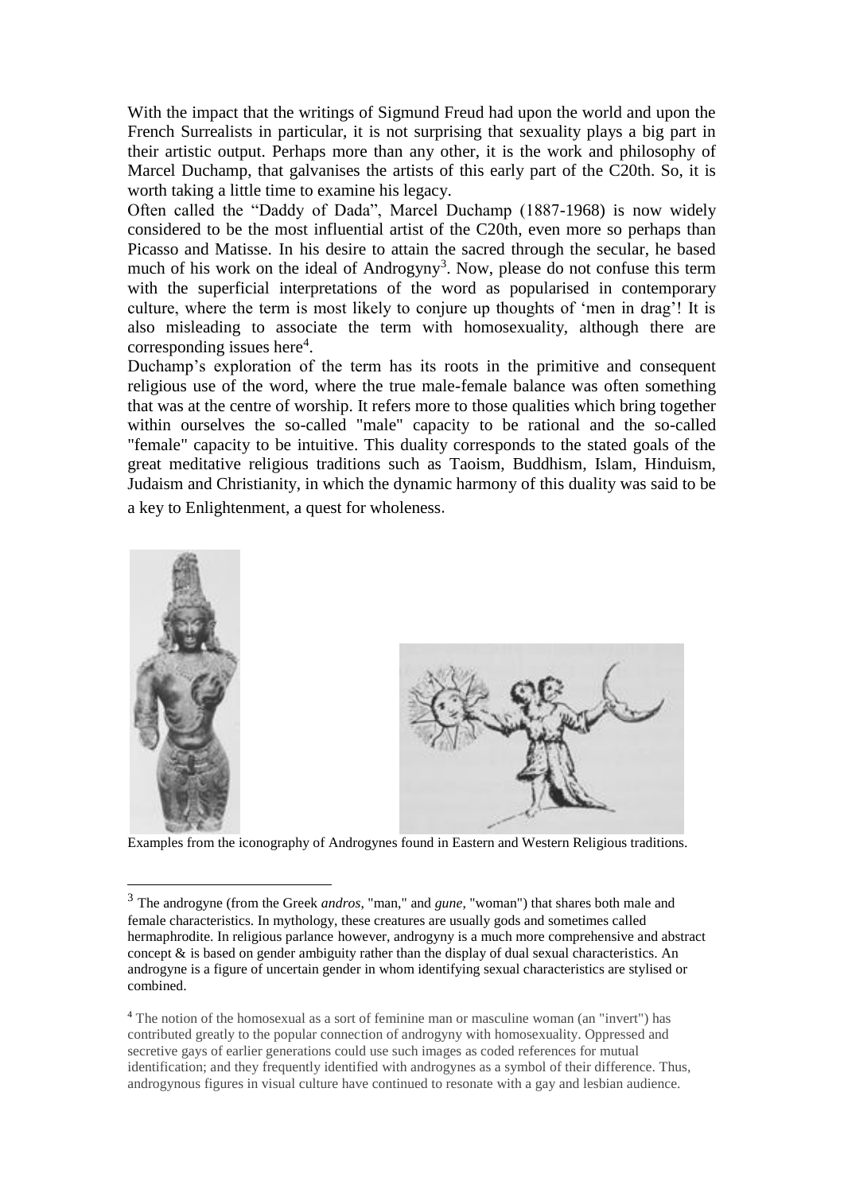With the impact that the writings of Sigmund Freud had upon the world and upon the French Surrealists in particular, it is not surprising that sexuality plays a big part in their artistic output. Perhaps more than any other, it is the work and philosophy of Marcel Duchamp, that galvanises the artists of this early part of the C20th. So, it is worth taking a little time to examine his legacy.

Often called the "Daddy of Dada", Marcel Duchamp (1887-1968) is now widely considered to be the most influential artist of the C20th, even more so perhaps than Picasso and Matisse. In his desire to attain the sacred through the secular, he based much of his work on the ideal of Androgyny[3]. Now, please do not confuse this term with the superficial interpretations of the word as popularised in contemporary culture, where the term is most likely to conjure up thoughts of 'men in drag'! It is also misleading to associate the term with homosexuality, although there are corresponding issues here[4].

Duchamp's exploration of the term has its roots in the primitive and consequent religious use of the word, where the true male-female balance was often something that was at the centre of worship. It refers more to those qualities which bring together within ourselves the so-called "male" capacity to be rational and the so-called "female" capacity to be intuitive. This duality corresponds to the stated goals of the great meditative religious traditions such as Taoism, Buddhism, Islam, Hinduism, Judaism and Christianity, in which the dynamic harmony of this duality was said to be a key to Enlightenment, a quest for wholeness.

Examples from the iconography of Androgynes found in Eastern and Western Religious traditions.

---

[3] The androgyne (from the Greek *andros*, "man," and *gune*, "woman") that shares both male and female characteristics. In mythology, these creatures are usually gods and sometimes called hermaphrodite. In religious parlance however, androgyny is a much more comprehensive and abstract concept & is based on gender ambiguity rather than the display of dual sexual characteristics. An androgyne is a figure of uncertain gender in whom identifying sexual characteristics are stylised or combined.

[4] The notion of the homosexual as a sort of feminine man or masculine woman (an "invert") has contributed greatly to the popular connection of androgyny with homosexuality. Oppressed and secretive gays of earlier generations could use such images as coded references for mutual identification; and they frequently identified with androgynes as a symbol of their difference. Thus, androgynous figures in visual culture have continued to resonate with a gay and lesbian audience.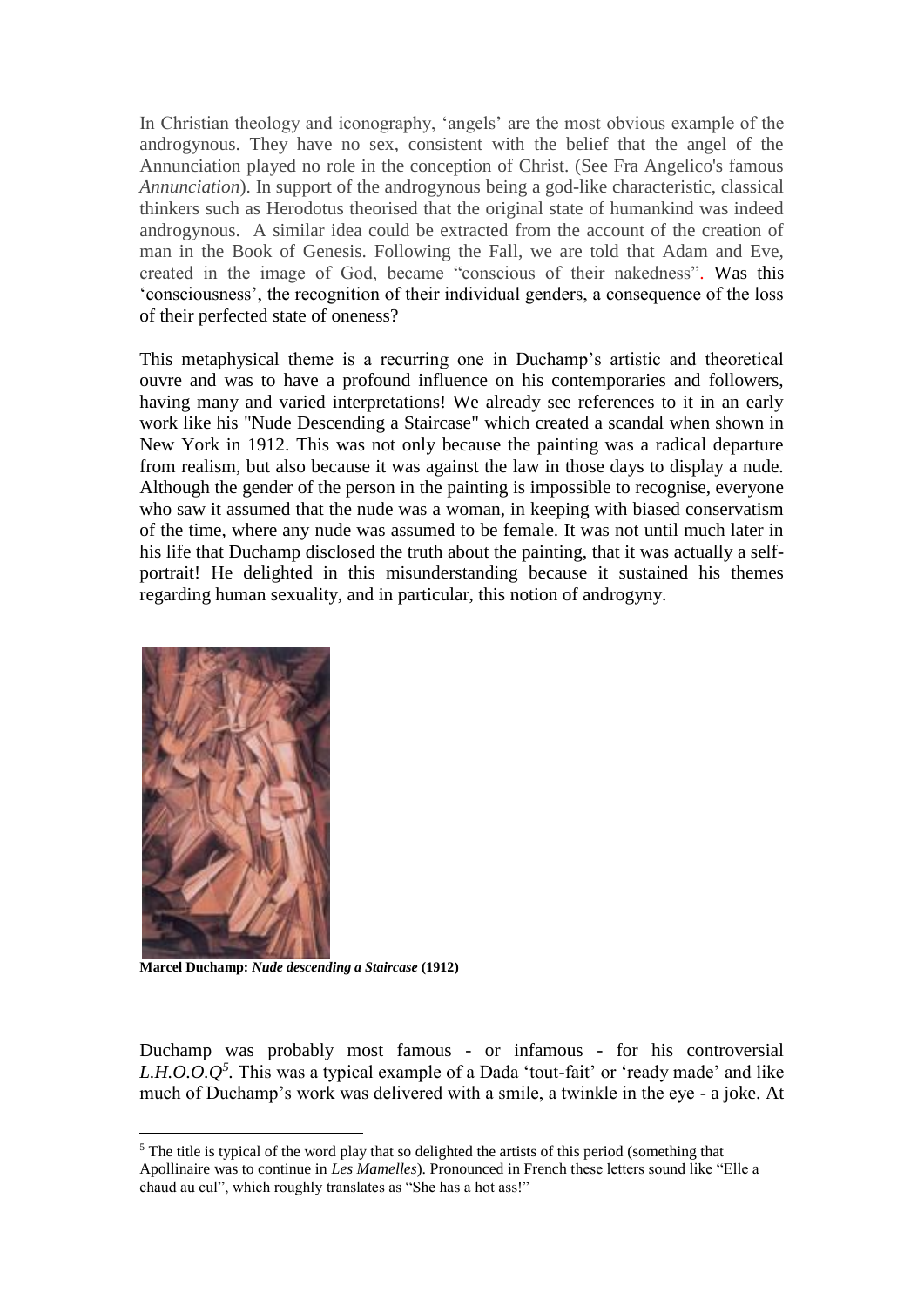In Christian theology and iconography, 'angels' are the most obvious example of the androgynous. They have no sex, consistent with the belief that the angel of the Annunciation played no role in the conception of Christ. (See Fra Angelico's famous *Annunciation*). In support of the androgynous being a god-like characteristic, classical thinkers such as Herodotus theorised that the original state of humankind was indeed androgynous. A similar idea could be extracted from the account of the creation of man in the Book of Genesis. Following the Fall, we are told that Adam and Eve, created in the image of God, became "conscious of their nakedness". Was this 'consciousness', the recognition of their individual genders, a consequence of the loss of their perfected state of oneness?

This metaphysical theme is a recurring one in Duchamp's artistic and theoretical ouvre and was to have a profound influence on his contemporaries and followers, having many and varied interpretations! We already see references to it in an early work like his "Nude Descending a Staircase" which created a scandal when shown in New York in 1912. This was not only because the painting was a radical departure from realism, but also because it was against the law in those days to display a nude. Although the gender of the person in the painting is impossible to recognise, everyone who saw it assumed that the nude was a woman, in keeping with biased conservatism of the time, where any nude was assumed to be female. It was not until much later in his life that Duchamp disclosed the truth about the painting, that it was actually a self-portrait! He delighted in this misunderstanding because it sustained his themes regarding human sexuality, and in particular, this notion of androgyny.

**Marcel Duchamp:** ***Nude descending a Staircase*** **(1912)**

Duchamp was probably most famous - or infamous - for his controversial *L.H.O.O.Q*[5]. This was a typical example of a Dada 'tout-fait' or 'ready made' and like much of Duchamp's work was delivered with a smile, a twinkle in the eye - a joke. At

[5] The title is typical of the word play that so delighted the artists of this period (something that Apollinaire was to continue in *Les Mamelles*). Pronounced in French these letters sound like "Elle a chaud au cul", which roughly translates as "She has a hot ass!"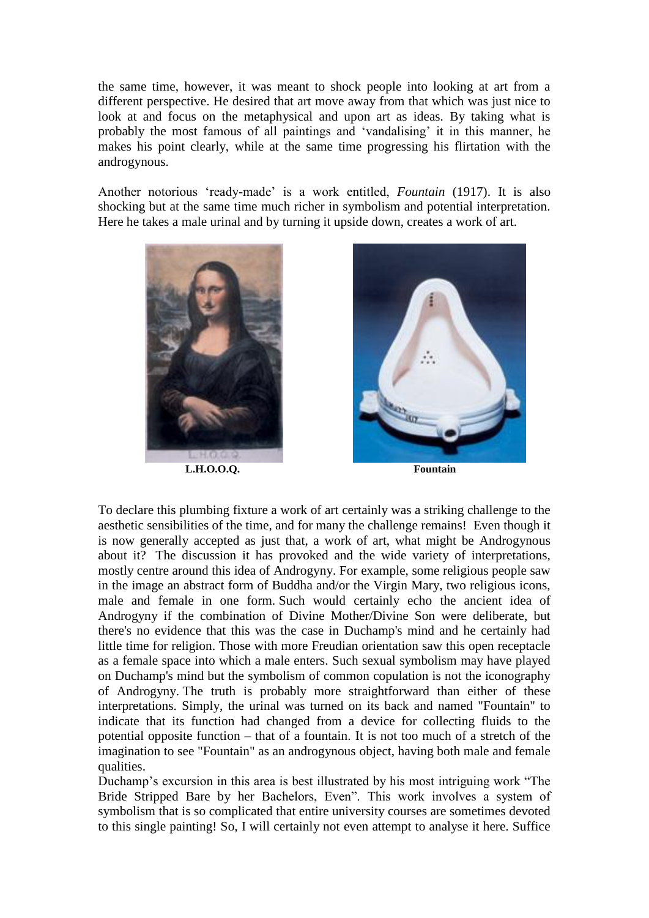the same time, however, it was meant to shock people into looking at art from a different perspective. He desired that art move away from that which was just nice to look at and focus on the metaphysical and upon art as ideas. By taking what is probably the most famous of all paintings and 'vandalising' it in this manner, he makes his point clearly, while at the same time progressing his flirtation with the androgynous.

Another notorious 'ready-made' is a work entitled, *Fountain* (1917). It is also shocking but at the same time much richer in symbolism and potential interpretation. Here he takes a male urinal and by turning it upside down, creates a work of art.

**L.H.O.O.Q.**

**Fountain**

To declare this plumbing fixture a work of art certainly was a striking challenge to the aesthetic sensibilities of the time, and for many the challenge remains! Even though it is now generally accepted as just that, a work of art, what might be Androgynous about it? The discussion it has provoked and the wide variety of interpretations, mostly centre around this idea of Androgyny. For example, some religious people saw in the image an abstract form of Buddha and/or the Virgin Mary, two religious icons, male and female in one form. Such would certainly echo the ancient idea of Androgyny if the combination of Divine Mother/Divine Son were deliberate, but there's no evidence that this was the case in Duchamp's mind and he certainly had little time for religion. Those with more Freudian orientation saw this open receptacle as a female space into which a male enters. Such sexual symbolism may have played on Duchamp's mind but the symbolism of common copulation is not the iconography of Androgyny. The truth is probably more straightforward than either of these interpretations. Simply, the urinal was turned on its back and named "Fountain" to indicate that its function had changed from a device for collecting fluids to the potential opposite function – that of a fountain. It is not too much of a stretch of the imagination to see "Fountain" as an androgynous object, having both male and female qualities.

Duchamp's excursion in this area is best illustrated by his most intriguing work "The Bride Stripped Bare by her Bachelors, Even". This work involves a system of symbolism that is so complicated that entire university courses are sometimes devoted to this single painting! So, I will certainly not even attempt to analyse it here. Suffice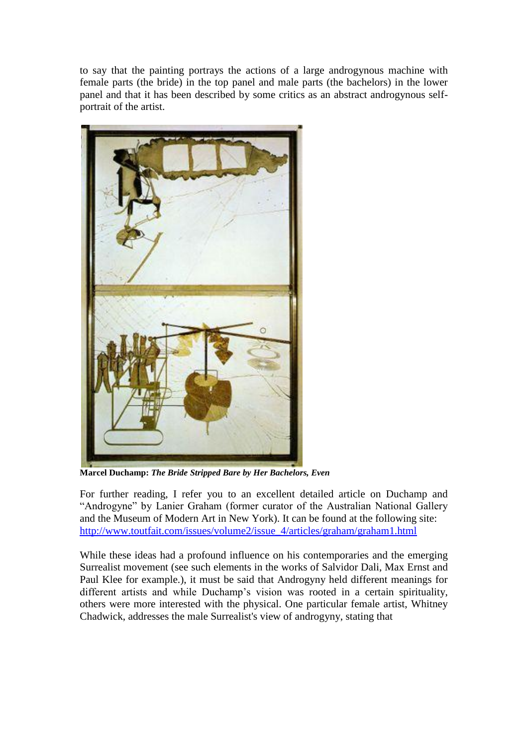to say that the painting portrays the actions of a large androgynous machine with female parts (the bride) in the top panel and male parts (the bachelors) in the lower panel and that it has been described by some critics as an abstract androgynous self-portrait of the artist.

**Marcel Duchamp:** ***The Bride Stripped Bare by Her Bachelors, Even***

For further reading, I refer you to an excellent detailed article on Duchamp and "Androgyne" by Lanier Graham (former curator of the Australian National Gallery and the Museum of Modern Art in New York). It can be found at the following site: [http://www.toutfait.com/issues/volume2/issue_4/articles/graham/graham1.html](http://www.toutfait.com/issues/volume2/issue_4/articles/graham/graham1.html)

While these ideas had a profound influence on his contemporaries and the emerging Surrealist movement (see such elements in the works of Salvidor Dali, Max Ernst and Paul Klee for example.), it must be said that Androgyny held different meanings for different artists and while Duchamp's vision was rooted in a certain spirituality, others were more interested with the physical. One particular female artist, Whitney Chadwick, addresses the male Surrealist's view of androgyny, stating that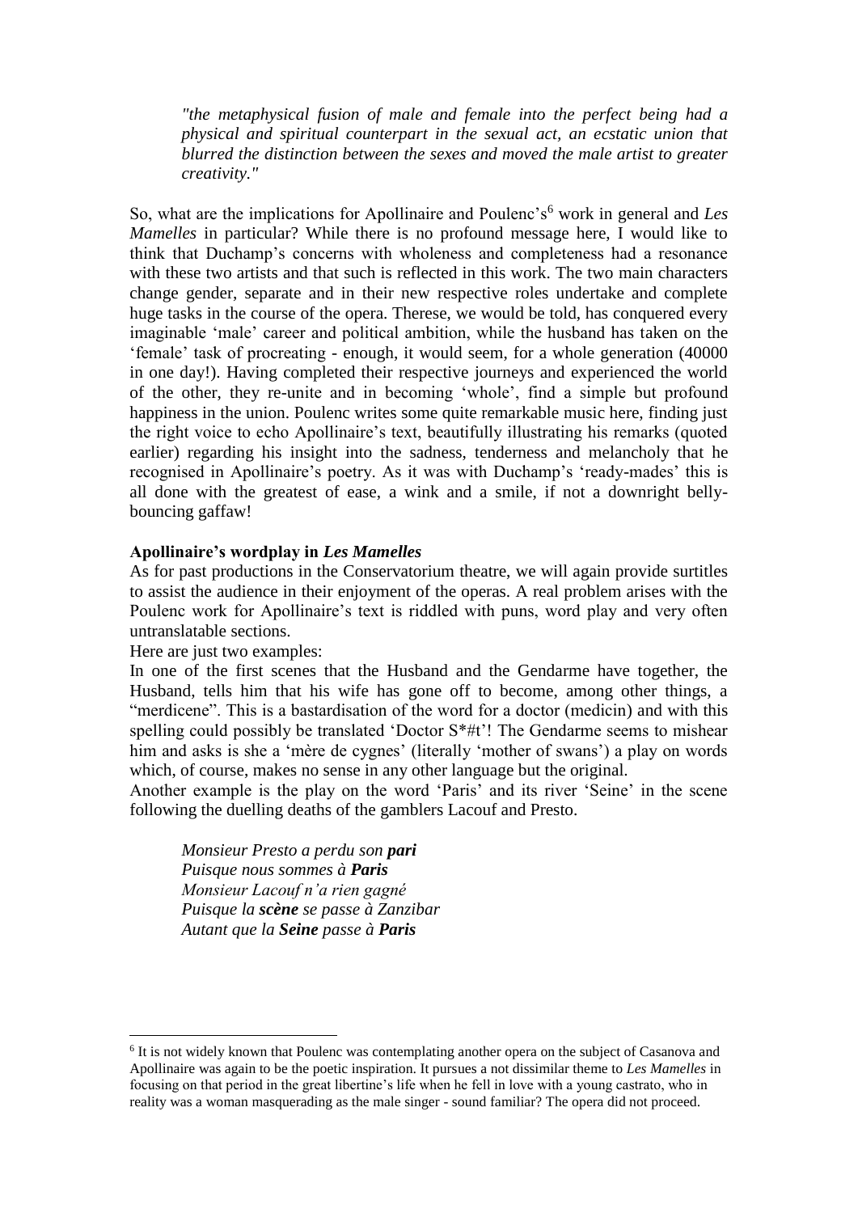*"the metaphysical fusion of male and female into the perfect being had a physical and spiritual counterpart in the sexual act, an ecstatic union that blurred the distinction between the sexes and moved the male artist to greater creativity."*

So, what are the implications for Apollinaire and Poulenc's[6] work in general and *Les Mamelles* in particular? While there is no profound message here, I would like to think that Duchamp's concerns with wholeness and completeness had a resonance with these two artists and that such is reflected in this work. The two main characters change gender, separate and in their new respective roles undertake and complete huge tasks in the course of the opera. Therese, we would be told, has conquered every imaginable 'male' career and political ambition, while the husband has taken on the 'female' task of procreating - enough, it would seem, for a whole generation (40000 in one day!). Having completed their respective journeys and experienced the world of the other, they re-unite and in becoming 'whole', find a simple but profound happiness in the union. Poulenc writes some quite remarkable music here, finding just the right voice to echo Apollinaire's text, beautifully illustrating his remarks (quoted earlier) regarding his insight into the sadness, tenderness and melancholy that he recognised in Apollinaire's poetry. As it was with Duchamp's 'ready-mades' this is all done with the greatest of ease, a wink and a smile, if not a downright belly-bouncing gaffaw!

**Apollinaire's wordplay in *Les Mamelles***

As for past productions in the Conservatorium theatre, we will again provide surtitles to assist the audience in their enjoyment of the operas. A real problem arises with the Poulenc work for Apollinaire's text is riddled with puns, word play and very often untranslatable sections.

Here are just two examples:

In one of the first scenes that the Husband and the Gendarme have together, the Husband, tells him that his wife has gone off to become, among other things, a "merdicene". This is a bastardisation of the word for a doctor (medicin) and with this spelling could possibly be translated 'Doctor S*#t'! The Gendarme seems to mishear him and asks is she a 'mère de cygnes' (literally 'mother of swans') a play on words which, of course, makes no sense in any other language but the original.

Another example is the play on the word 'Paris' and its river 'Seine' in the scene following the duelling deaths of the gamblers Lacouf and Presto.

> *Monsieur Presto a perdu son* ***pari***
> *Puisque nous sommes à* ***Paris***
> *Monsieur Lacouf n'a rien gagné*
> *Puisque la* ***scène*** *se passe à Zanzibar*
> *Autant que la* ***Seine*** *passe à* ***Paris***

---

[6] It is not widely known that Poulenc was contemplating another opera on the subject of Casanova and Apollinaire was again to be the poetic inspiration. It pursues a not dissimilar theme to *Les Mamelles* in focusing on that period in the great libertine's life when he fell in love with a young castrato, who in reality was a woman masquerading as the male singer - sound familiar? The opera did not proceed.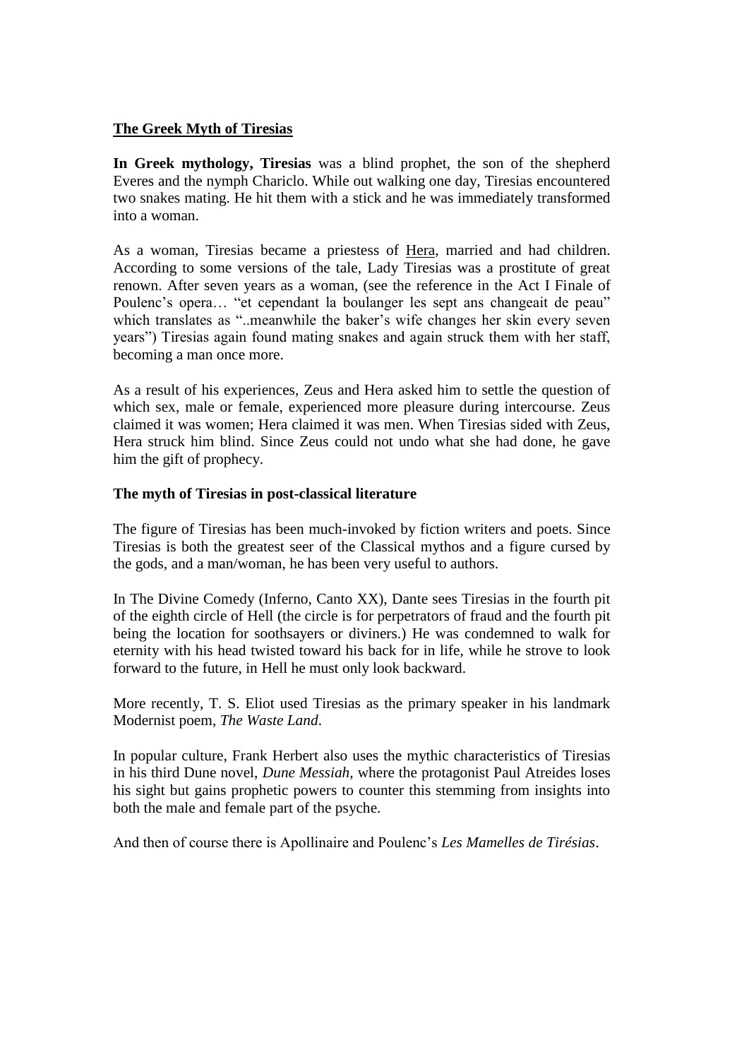## **The Greek Myth of Tiresias**

**In Greek mythology, Tiresias** was a blind prophet, the son of the shepherd Everes and the nymph Chariclo. While out walking one day, Tiresias encountered two snakes mating. He hit them with a stick and he was immediately transformed into a woman.

As a woman, Tiresias became a priestess of Hera, married and had children. According to some versions of the tale, Lady Tiresias was a prostitute of great renown. After seven years as a woman, (see the reference in the Act I Finale of Poulenc's opera… "et cependant la boulanger les sept ans changeait de peau" which translates as "..meanwhile the baker's wife changes her skin every seven years") Tiresias again found mating snakes and again struck them with her staff, becoming a man once more.

As a result of his experiences, Zeus and Hera asked him to settle the question of which sex, male or female, experienced more pleasure during intercourse. Zeus claimed it was women; Hera claimed it was men. When Tiresias sided with Zeus, Hera struck him blind. Since Zeus could not undo what she had done, he gave him the gift of prophecy.

### **The myth of Tiresias in post-classical literature**

The figure of Tiresias has been much-invoked by fiction writers and poets. Since Tiresias is both the greatest seer of the Classical mythos and a figure cursed by the gods, and a man/woman, he has been very useful to authors.

In The Divine Comedy (Inferno, Canto XX), Dante sees Tiresias in the fourth pit of the eighth circle of Hell (the circle is for perpetrators of fraud and the fourth pit being the location for soothsayers or diviners.) He was condemned to walk for eternity with his head twisted toward his back for in life, while he strove to look forward to the future, in Hell he must only look backward.

More recently, T. S. Eliot used Tiresias as the primary speaker in his landmark Modernist poem, *The Waste Land*.

In popular culture, Frank Herbert also uses the mythic characteristics of Tiresias in his third Dune novel, *Dune Messiah*, where the protagonist Paul Atreides loses his sight but gains prophetic powers to counter this stemming from insights into both the male and female part of the psyche.

And then of course there is Apollinaire and Poulenc's *Les Mamelles de Tirésias*.